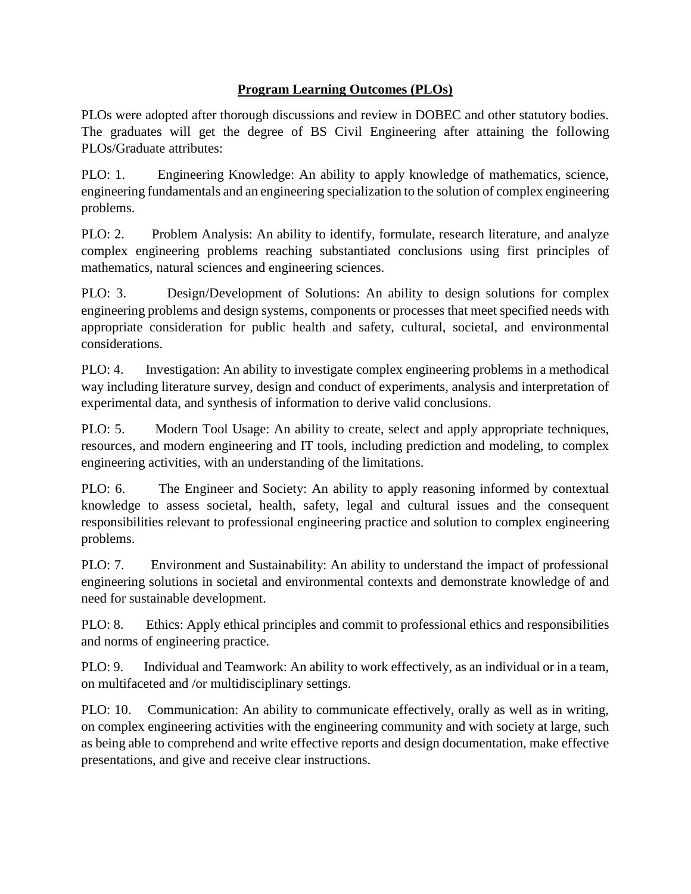# **Program Learning Outcomes (PLOs)**

PLOs were adopted after thorough discussions and review in DOBEC and other statutory bodies. The graduates will get the degree of BS Civil Engineering after attaining the following PLOs/Graduate attributes:

PLO: 1. Engineering Knowledge: An ability to apply knowledge of mathematics, science, engineering fundamentals and an engineering specialization to the solution of complex engineering problems.

PLO: 2. Problem Analysis: An ability to identify, formulate, research literature, and analyze complex engineering problems reaching substantiated conclusions using first principles of mathematics, natural sciences and engineering sciences.

PLO: 3. Design/Development of Solutions: An ability to design solutions for complex engineering problems and design systems, components or processes that meet specified needs with appropriate consideration for public health and safety, cultural, societal, and environmental considerations.

PLO: 4. Investigation: An ability to investigate complex engineering problems in a methodical way including literature survey, design and conduct of experiments, analysis and interpretation of experimental data, and synthesis of information to derive valid conclusions.

PLO: 5. Modern Tool Usage: An ability to create, select and apply appropriate techniques, resources, and modern engineering and IT tools, including prediction and modeling, to complex engineering activities, with an understanding of the limitations.

PLO: 6. The Engineer and Society: An ability to apply reasoning informed by contextual knowledge to assess societal, health, safety, legal and cultural issues and the consequent responsibilities relevant to professional engineering practice and solution to complex engineering problems.

PLO: 7. Environment and Sustainability: An ability to understand the impact of professional engineering solutions in societal and environmental contexts and demonstrate knowledge of and need for sustainable development.

PLO: 8. Ethics: Apply ethical principles and commit to professional ethics and responsibilities and norms of engineering practice.

PLO: 9. Individual and Teamwork: An ability to work effectively, as an individual or in a team, on multifaceted and /or multidisciplinary settings.

PLO: 10. Communication: An ability to communicate effectively, orally as well as in writing, on complex engineering activities with the engineering community and with society at large, such as being able to comprehend and write effective reports and design documentation, make effective presentations, and give and receive clear instructions.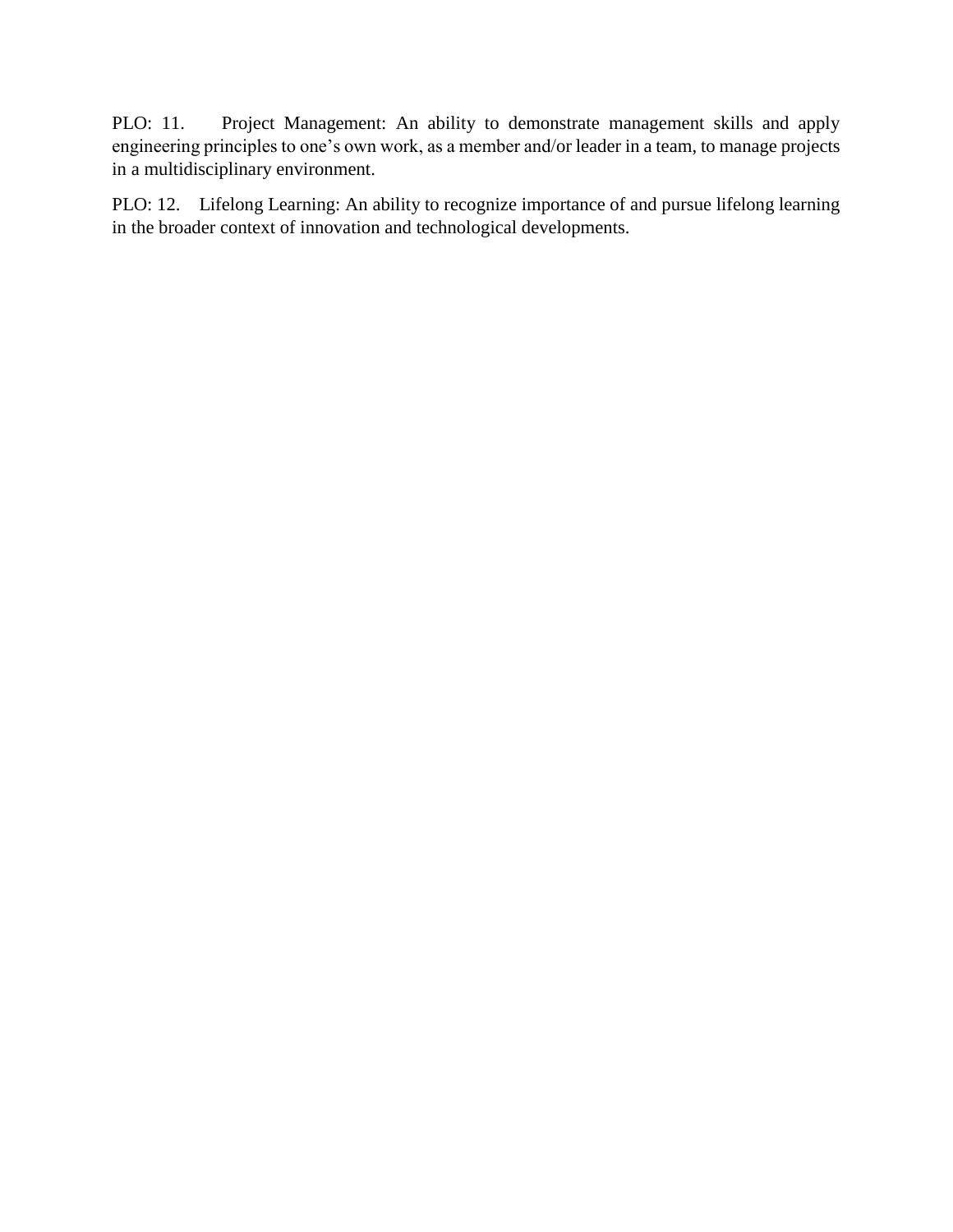PLO: 11. Project Management: An ability to demonstrate management skills and apply engineering principles to one's own work, as a member and/or leader in a team, to manage projects in a multidisciplinary environment.

PLO: 12. Lifelong Learning: An ability to recognize importance of and pursue lifelong learning in the broader context of innovation and technological developments.